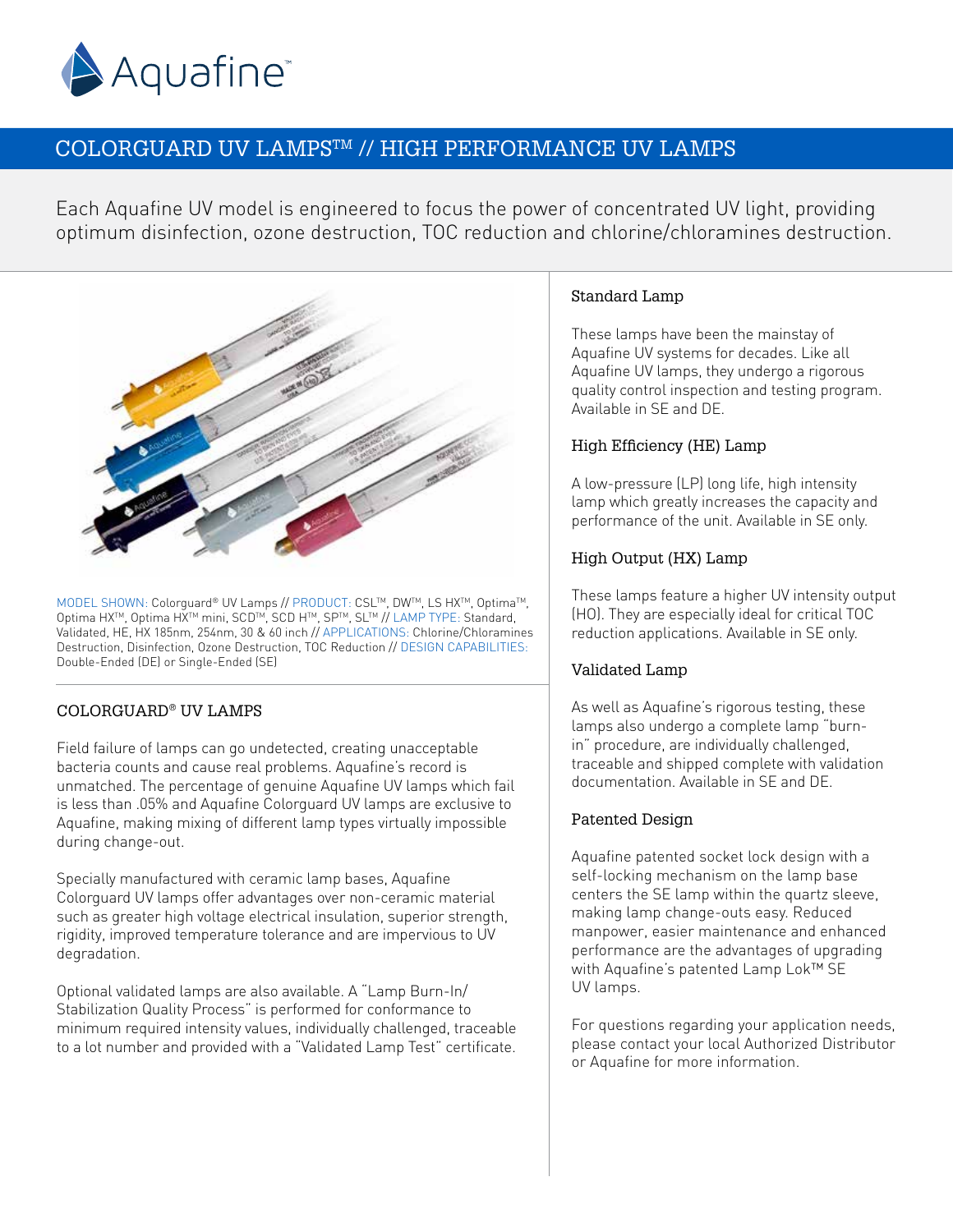# Aquafine™

## COLORGUARD UV LAMPS™ // HIGH PERFORMANCE UV LAMPS

Each Aquafine UV model is engineered to focus the power of concentrated UV light, providing optimum disinfection, ozone destruction, TOC reduction and chlorine/chloramines destruction.

MODEL SHOWN: Colorguard® UV Lamps // PRODUCT: CSL™, DW™, LS HX™, Optima™, Optima HX™, Optima HX™ mini, SCD™, SCD H™, SP™, SL™ // LAMP TYPE: Standard, Validated, HE, HX 185nm, 254nm, 30 & 60 inch // APPLICATIONS: Chlorine/Chloramines Destruction, Disinfection, Ozone Destruction, TOC Reduction // DESIGN CAPABILITIES: Double-Ended (DE) or Single-Ended (SE)

### COLORGUARD® UV LAMPS

Field failure of lamps can go undetected, creating unacceptable bacteria counts and cause real problems. Aquafine's record is unmatched. The percentage of genuine Aquafine UV lamps which fail is less than .05% and Aquafine Colorguard UV lamps are exclusive to Aquafine, making mixing of different lamp types virtually impossible during change-out.

Specially manufactured with ceramic lamp bases, Aquafine Colorguard UV lamps offer advantages over non-ceramic material such as greater high voltage electrical insulation, superior strength, rigidity, improved temperature tolerance and are impervious to UV degradation.

Optional validated lamps are also available. A "Lamp Burn-In/ Stabilization Quality Process" is performed for conformance to minimum required intensity values, individually challenged, traceable to a lot number and provided with a "Validated Lamp Test" certificate.

### Standard Lamp

These lamps have been the mainstay of Aquafine UV systems for decades. Like all Aquafine UV lamps, they undergo a rigorous quality control inspection and testing program. Available in SE and DE.

### High Efficiency (HE) Lamp

A low-pressure (LP) long life, high intensity lamp which greatly increases the capacity and performance of the unit. Available in SE only.

### High Output (HX) Lamp

These lamps feature a higher UV intensity output (HO). They are especially ideal for critical TOC reduction applications. Available in SE only.

### Validated Lamp

As well as Aquafine's rigorous testing, these lamps also undergo a complete lamp "burn-in" procedure, are individually challenged, traceable and shipped complete with validation documentation. Available in SE and DE.

### Patented Design

Aquafine patented socket lock design with a self-locking mechanism on the lamp base centers the SE lamp within the quartz sleeve, making lamp change-outs easy. Reduced manpower, easier maintenance and enhanced performance are the advantages of upgrading with Aquafine's patented Lamp Lok™ SE UV lamps.

For questions regarding your application needs, please contact your local Authorized Distributor or Aquafine for more information.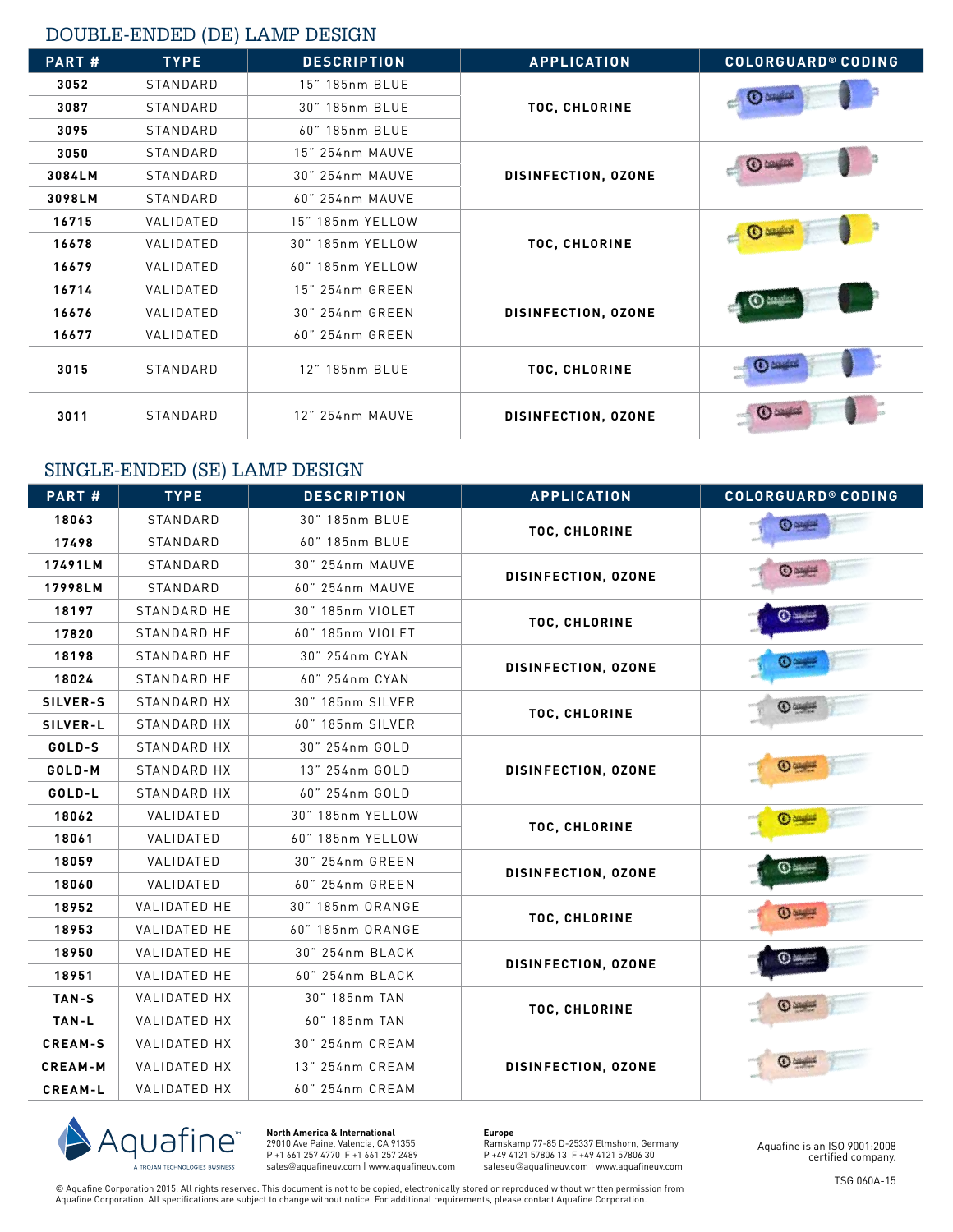## DOUBLE-ENDED (DE) LAMP DESIGN

| PART # | TYPE | DESCRIPTION | APPLICATION | COLORGUARD® CODING |
|---|---|---|---|---|
| 3052 | STANDARD | 15" 185nm BLUE | TOC, CHLORINE | |
| 3087 | STANDARD | 30" 185nm BLUE | | |
| 3095 | STANDARD | 60" 185nm BLUE | | |
| 3050 | STANDARD | 15" 254nm MAUVE | DISINFECTION, OZONE | |
| 3084LM | STANDARD | 30" 254nm MAUVE | | |
| 3098LM | STANDARD | 60" 254nm MAUVE | | |
| 16715 | VALIDATED | 15" 185nm YELLOW | TOC, CHLORINE | |
| 16678 | VALIDATED | 30" 185nm YELLOW | | |
| 16679 | VALIDATED | 60" 185nm YELLOW | | |
| 16714 | VALIDATED | 15" 254nm GREEN | DISINFECTION, OZONE | |
| 16676 | VALIDATED | 30" 254nm GREEN | | |
| 16677 | VALIDATED | 60" 254nm GREEN | | |
| 3015 | STANDARD | 12" 185nm BLUE | TOC, CHLORINE | |
| 3011 | STANDARD | 12" 254nm MAUVE | DISINFECTION, OZONE | |

## SINGLE-ENDED (SE) LAMP DESIGN

| PART # | TYPE | DESCRIPTION | APPLICATION | COLORGUARD® CODING |
|---|---|---|---|---|
| 18063 | STANDARD | 30" 185nm BLUE | TOC, CHLORINE | |
| 17498 | STANDARD | 60" 185nm BLUE | | |
| 17491LM | STANDARD | 30" 254nm MAUVE | DISINFECTION, OZONE | |
| 17998LM | STANDARD | 60" 254nm MAUVE | | |
| 18197 | STANDARD HE | 30" 185nm VIOLET | TOC, CHLORINE | |
| 17820 | STANDARD HE | 60" 185nm VIOLET | | |
| 18198 | STANDARD HE | 30" 254nm CYAN | DISINFECTION, OZONE | |
| 18024 | STANDARD HE | 60" 254nm CYAN | | |
| SILVER-S | STANDARD HX | 30" 185nm SILVER | TOC, CHLORINE | |
| SILVER-L | STANDARD HX | 60" 185nm SILVER | | |
| GOLD-S | STANDARD HX | 30" 254nm GOLD | DISINFECTION, OZONE | |
| GOLD-M | STANDARD HX | 13" 254nm GOLD | | |
| GOLD-L | STANDARD HX | 60" 254nm GOLD | | |
| 18062 | VALIDATED | 30" 185nm YELLOW | TOC, CHLORINE | |
| 18061 | VALIDATED | 60" 185nm YELLOW | | |
| 18059 | VALIDATED | 30" 254nm GREEN | DISINFECTION, OZONE | |
| 18060 | VALIDATED | 60" 254nm GREEN | | |
| 18952 | VALIDATED HE | 30" 185nm ORANGE | TOC, CHLORINE | |
| 18953 | VALIDATED HE | 60" 185nm ORANGE | | |
| 18950 | VALIDATED HE | 30" 254nm BLACK | DISINFECTION, OZONE | |
| 18951 | VALIDATED HE | 60" 254nm BLACK | | |
| TAN-S | VALIDATED HX | 30" 185nm TAN | TOC, CHLORINE | |
| TAN-L | VALIDATED HX | 60" 185nm TAN | | |
| CREAM-S | VALIDATED HX | 30" 254nm CREAM | DISINFECTION, OZONE | |
| CREAM-M | VALIDATED HX | 13" 254nm CREAM | | |
| CREAM-L | VALIDATED HX | 60" 254nm CREAM | | |

Aquafine™
A TROJAN TECHNOLOGIES BUSINESS

**North America & International**
29010 Ave Paine, Valencia, CA 91355
P +1 661 257 4770 F +1 661 257 2489
sales@aquafineuv.com | www.aquafineuv.com

**Europe**
Ramskamp 77-85 D-25337 Elmshorn, Germany
P +49 4121 57806 13 F +49 4121 57806 30
saleseu@aquafineuv.com | www.aquafineuv.com

Aquafine is an ISO 9001:2008 certified company.

TSG 060A-15

© Aquafine Corporation 2015. All rights reserved. This document is not to be copied, electronically stored or reproduced without written permission from Aquafine Corporation. All specifications are subject to change without notice. For additional requirements, please contact Aquafine Corporation.